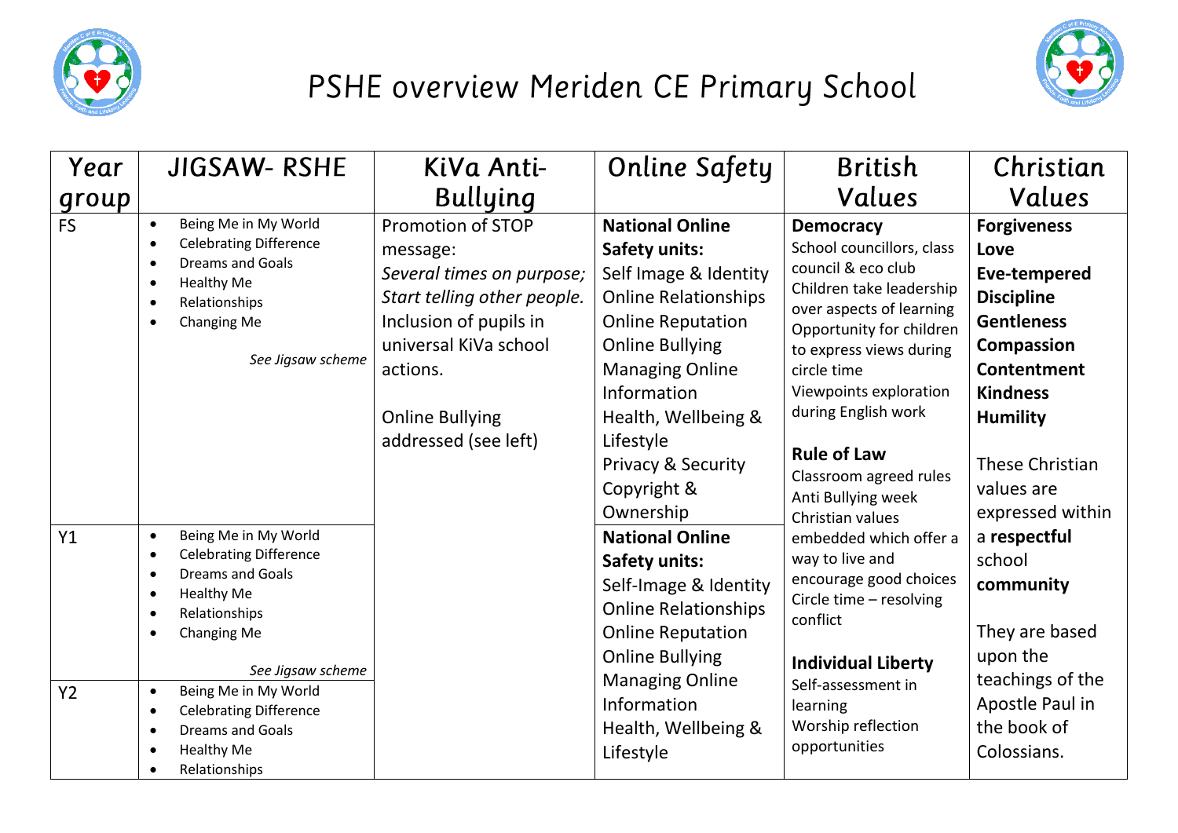# PSHE overview Meriden CE Primary School

| Year group | JIGSAW- RSHE | KiVa Anti-Bullying | Online Safety | British Values | Christian Values |
|---|---|---|---|---|---|
| FS | <ul><li>Being Me in My World</li><li>Celebrating Difference</li><li>Dreams and Goals</li><li>Healthy Me</li><li>Relationships</li><li>Changing Me</li></ul> *See Jigsaw scheme* | Promotion of STOP message:<br>*Several times on purpose; Start telling other people.*<br>Inclusion of pupils in universal KiVa school actions.<br><br>Online Bullying addressed (see left) | **National Online Safety units:**<br>Self Image & Identity<br>Online Relationships<br>Online Reputation<br>Online Bullying<br>Managing Online Information<br>Health, Wellbeing & Lifestyle<br>Privacy & Security<br>Copyright & Ownership | **Democracy**<br>School councillors, class council & eco club<br>Children take leadership over aspects of learning<br>Opportunity for children to express views during circle time<br>Viewpoints exploration during English work<br><br>**Rule of Law**<br>Classroom agreed rules<br>Anti Bullying week<br>Christian values embedded which offer a way to live and encourage good choices<br>Circle time – resolving conflict<br><br>**Individual Liberty**<br>Self-assessment in learning<br>Worship reflection opportunities | **Forgiveness**<br>**Love**<br>**Eve-tempered**<br>**Discipline**<br>**Gentleness**<br>**Compassion**<br>**Contentment**<br>**Kindness**<br>**Humility**<br><br>These Christian values are expressed within a **respectful** school **community**<br><br>They are based upon the teachings of the Apostle Paul in the book of Colossians. |
| Y1 | <ul><li>Being Me in My World</li><li>Celebrating Difference</li><li>Dreams and Goals</li><li>Healthy Me</li><li>Relationships</li><li>Changing Me</li></ul> *See Jigsaw scheme* | | **National Online Safety units:**<br>Self-Image & Identity<br>Online Relationships<br>Online Reputation<br>Online Bullying<br>Managing Online Information<br>Health, Wellbeing & Lifestyle | | |
| Y2 | <ul><li>Being Me in My World</li><li>Celebrating Difference</li><li>Dreams and Goals</li><li>Healthy Me</li><li>Relationships</li></ul> | | | | |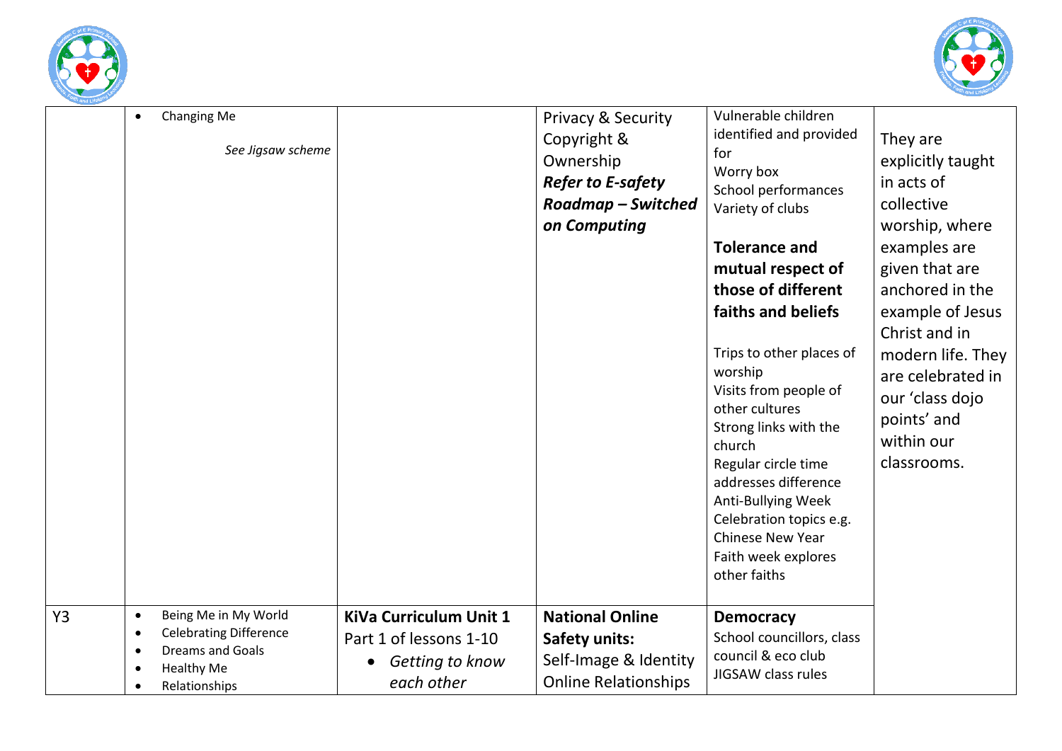| | | | | | |
|---|---|---|---|---|---|
| | • Changing Me<br><br>*See Jigsaw scheme* | | Privacy & Security<br>Copyright & Ownership<br>***Refer to E-safety Roadmap – Switched on Computing*** | Vulnerable children identified and provided for<br>Worry box<br>School performances<br>Variety of clubs<br><br>**Tolerance and mutual respect of those of different faiths and beliefs**<br><br>Trips to other places of worship<br>Visits from people of other cultures<br>Strong links with the church<br>Regular circle time addresses difference<br>Anti-Bullying Week<br>Celebration topics e.g. Chinese New Year<br>Faith week explores other faiths | They are explicitly taught in acts of collective worship, where examples are given that are anchored in the example of Jesus Christ and in modern life. They are celebrated in our 'class dojo points' and within our classrooms. |
| Y3 | • Being Me in My World<br>• Celebrating Difference<br>• Dreams and Goals<br>• Healthy Me<br>• Relationships | **KiVa Curriculum Unit 1**<br>Part 1 of lessons 1-10<br>• *Getting to know each other* | **National Online Safety units:**<br>Self-Image & Identity<br>Online Relationships | **Democracy**<br>School councillors, class council & eco club<br>JIGSAW class rules | |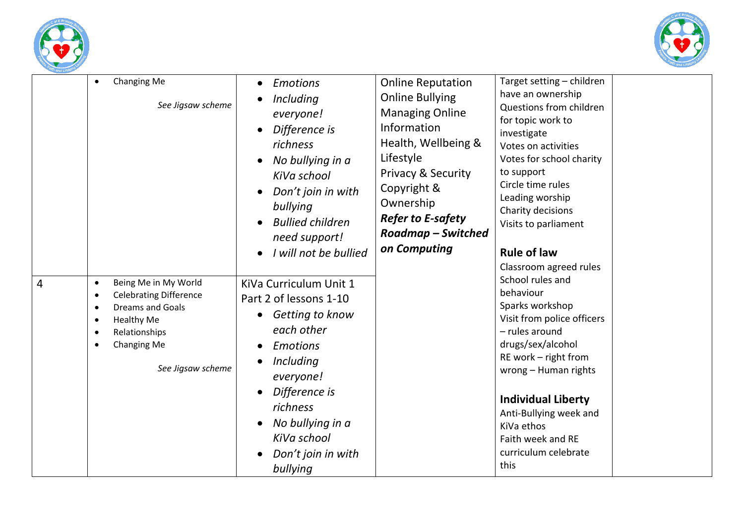|  |  |  |  |  |  |
|---|---|---|---|---|---|
|  | • Changing Me<br><br>*See Jigsaw scheme* | • *Emotions*<br>• *Including everyone!*<br>• *Difference is richness*<br>• *No bullying in a KiVa school*<br>• *Don't join in with bullying*<br>• *Bullied children need support!*<br>• *I will not be bullied* | Online Reputation<br>Online Bullying<br>Managing Online Information<br>Health, Wellbeing & Lifestyle<br>Privacy & Security<br>Copyright & Ownership<br>***Refer to E-safety Roadmap – Switched on Computing*** | Target setting – children have an ownership<br>Questions from children for topic work to investigate<br>Votes on activities<br>Votes for school charity to support<br>Circle time rules<br>Leading worship<br>Charity decisions<br>Visits to parliament<br><br>**Rule of law**<br>Classroom agreed rules<br>School rules and behaviour<br>Sparks workshop<br>Visit from police officers – rules around drugs/sex/alcohol<br>RE work – right from wrong – Human rights<br><br>**Individual Liberty**<br>Anti-Bullying week and KiVa ethos<br>Faith week and RE curriculum celebrate this |  |
| 4 | • Being Me in My World<br>• Celebrating Difference<br>• Dreams and Goals<br>• Healthy Me<br>• Relationships<br>• Changing Me<br><br>*See Jigsaw scheme* | KiVa Curriculum Unit 1 Part 2 of lessons 1-10<br>• *Getting to know each other*<br>• *Emotions*<br>• *Including everyone!*<br>• *Difference is richness*<br>• *No bullying in a KiVa school*<br>• *Don't join in with bullying* |  |  |  |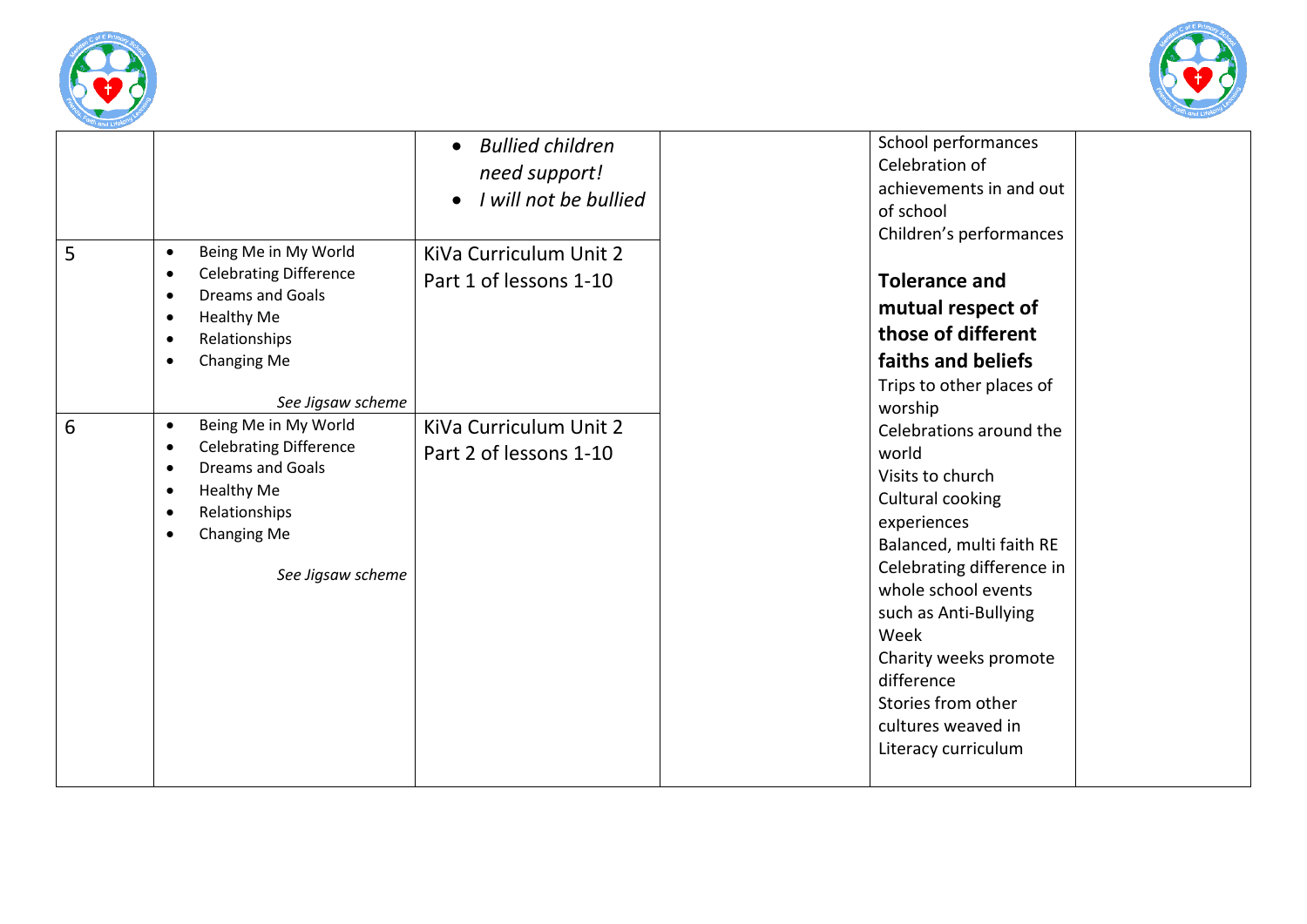| | | | | | |
|---|---|---|---|---|---|
| | | • *Bullied children need support!*<br>• *I will not be bullied* | | School performances<br>Celebration of achievements in and out of school<br>Children's performances<br><br>**Tolerance and mutual respect of those of different faiths and beliefs**<br>Trips to other places of worship<br>Celebrations around the world<br>Visits to church<br>Cultural cooking experiences<br>Balanced, multi faith RE<br>Celebrating difference in whole school events such as Anti-Bullying Week<br>Charity weeks promote difference<br>Stories from other cultures weaved in Literacy curriculum | |
| 5 | • Being Me in My World<br>• Celebrating Difference<br>• Dreams and Goals<br>• Healthy Me<br>• Relationships<br>• Changing Me<br><br>*See Jigsaw scheme* | KiVa Curriculum Unit 2 Part 1 of lessons 1-10 | | | |
| 6 | • Being Me in My World<br>• Celebrating Difference<br>• Dreams and Goals<br>• Healthy Me<br>• Relationships<br>• Changing Me<br><br>*See Jigsaw scheme* | KiVa Curriculum Unit 2 Part 2 of lessons 1-10 | | | |